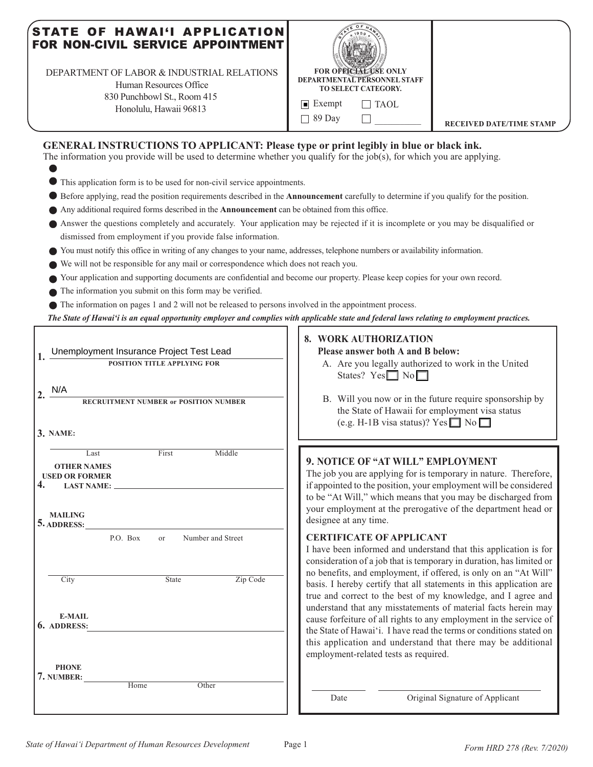# STATE OF HAWAIʻI APPLICATION FOR NON-CIVIL SERVICE APPOINTMENT

DEPARTMENT OF LABOR & INDUSTRIAL RELATIONS
Human Resources Office
830 Punchbowl St., Room 415
Honolulu, Hawaii 96813

**FOR OFFICIAL USE ONLY**
**DEPARTMENTAL PERSONNEL STAFF TO SELECT CATEGORY.**

- [x] Exempt
- [ ] TAOL
- [ ] 89 Day
- [ ] __________

**RECEIVED DATE/TIME STAMP**

## GENERAL INSTRUCTIONS TO APPLICANT: Please type or print legibly in blue or black ink.

The information you provide will be used to determine whether you qualify for the job(s), for which you are applying.

- This application form is to be used for non-civil service appointments.
- Before applying, read the position requirements described in the **Announcement** carefully to determine if you qualify for the position.
- Any additional required forms described in the **Announcement** can be obtained from this office.
- Answer the questions completely and accurately. Your application may be rejected if it is incomplete or you may be disqualified or dismissed from employment if you provide false information.
- You must notify this office in writing of any changes to your name, addresses, telephone numbers or availability information.
- We will not be responsible for any mail or correspondence which does not reach you.
- Your application and supporting documents are confidential and become our property. Please keep copies for your own record.
- The information you submit on this form may be verified.
- The information on pages 1 and 2 will not be released to persons involved in the appointment process.

***The State of Hawaiʻi is an equal opportunity employer and complies with applicable state and federal laws relating to employment practices.***

1. Unemployment Insurance Project Test Lead
   **POSITION TITLE APPLYING FOR**

2. N/A
   **RECRUITMENT NUMBER or POSITION NUMBER**

3. **NAME:** ______________________
   Last First Middle

4. **OTHER NAMES USED OR FORMER LAST NAME:** ______________________

5. **MAILING ADDRESS:** ______________________
   P.O. Box or Number and Street
   ______________________
   City State Zip Code

6. **E-MAIL ADDRESS:** ______________________

7. **PHONE NUMBER:** ______________________
   Home Other

**8. WORK AUTHORIZATION**
**Please answer both A and B below:**

A. Are you legally authorized to work in the United States? Yes ☐ No ☐

B. Will you now or in the future require sponsorship by the State of Hawaii for employment visa status (e.g. H-1B visa status)? Yes ☐ No ☐

**9. NOTICE OF "AT WILL" EMPLOYMENT**

The job you are applying for is temporary in nature. Therefore, if appointed to the position, your employment will be considered to be "At Will," which means that you may be discharged from your employment at the prerogative of the department head or designee at any time.

**CERTIFICATE OF APPLICANT**

I have been informed and understand that this application is for consideration of a job that is temporary in duration, has limited or no benefits, and employment, if offered, is only on an "At Will" basis. I hereby certify that all statements in this application are true and correct to the best of my knowledge, and I agree and understand that any misstatements of material facts herein may cause forfeiture of all rights to any employment in the service of the State of Hawaiʻi. I have read the terms or conditions stated on this application and understand that there may be additional employment-related tests as required.

__________ ______________________
Date Original Signature of Applicant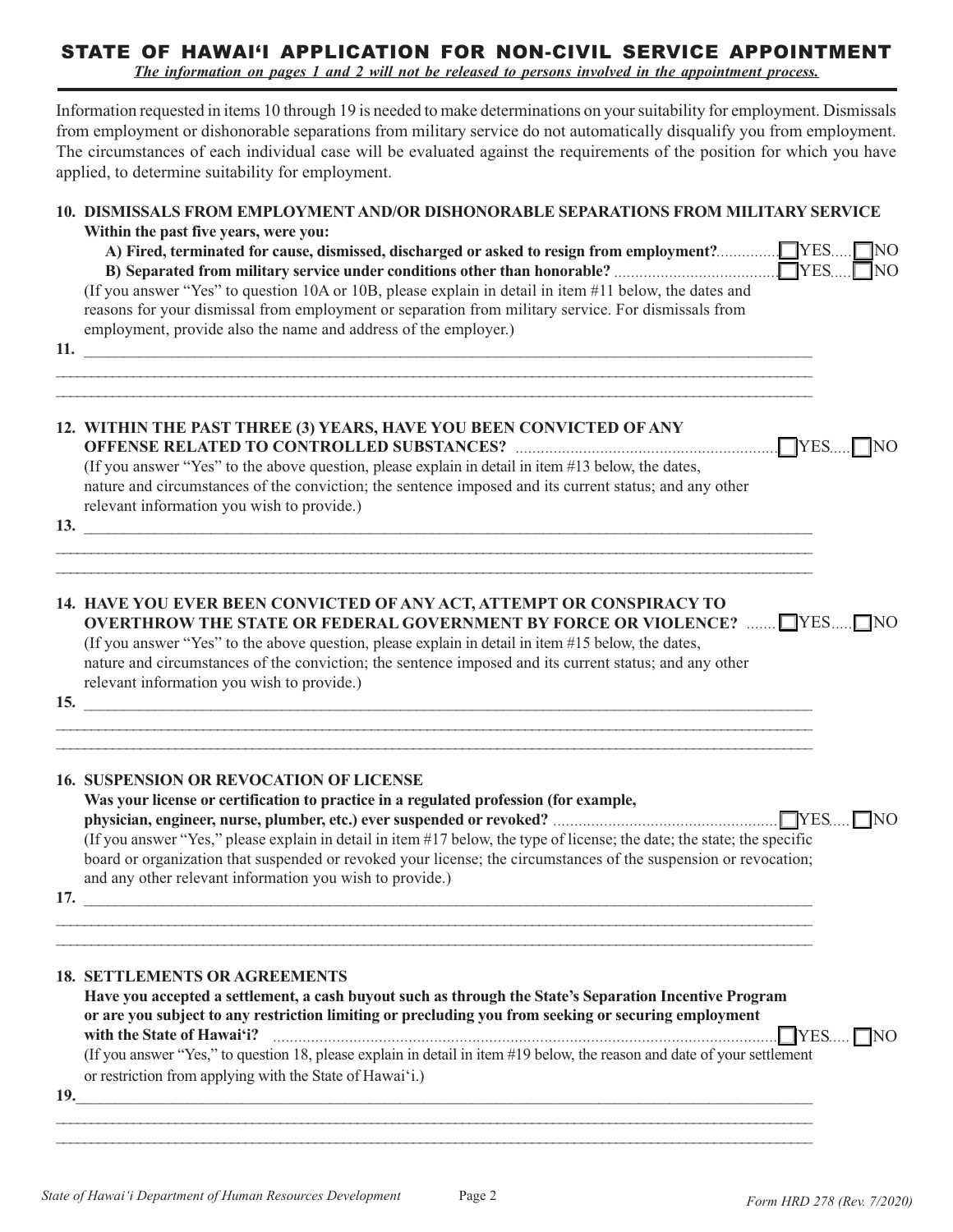# STATE OF HAWAI'I APPLICATION FOR NON-CIVIL SERVICE APPOINTMENT

***The information on pages 1 and 2 will not be released to persons involved in the appointment process.***

Information requested in items 10 through 19 is needed to make determinations on your suitability for employment. Dismissals from employment or dishonorable separations from military service do not automatically disqualify you from employment. The circumstances of each individual case will be evaluated against the requirements of the position for which you have applied, to determine suitability for employment.

**10. DISMISSALS FROM EMPLOYMENT AND/OR DISHONORABLE SEPARATIONS FROM MILITARY SERVICE**

**Within the past five years, were you:**

**A) Fired, terminated for cause, dismissed, discharged or asked to resign from employment?** ☐ YES ☐ NO

**B) Separated from military service under conditions other than honorable?** ☐ YES ☐ NO

(If you answer "Yes" to question 10A or 10B, please explain in detail in item #11 below, the dates and reasons for your dismissal from employment or separation from military service. For dismissals from employment, provide also the name and address of the employer.)

**11.** ______________________________________________________________________

______________________________________________________________________

______________________________________________________________________

**12. WITHIN THE PAST THREE (3) YEARS, HAVE YOU BEEN CONVICTED OF ANY OFFENSE RELATED TO CONTROLLED SUBSTANCES?** ☐ YES ☐ NO

(If you answer "Yes" to the above question, please explain in detail in item #13 below, the dates, nature and circumstances of the conviction; the sentence imposed and its current status; and any other relevant information you wish to provide.)

**13.** ______________________________________________________________________

______________________________________________________________________

______________________________________________________________________

**14. HAVE YOU EVER BEEN CONVICTED OF ANY ACT, ATTEMPT OR CONSPIRACY TO OVERTHROW THE STATE OR FEDERAL GOVERNMENT BY FORCE OR VIOLENCE?** ☐ YES ☐ NO

(If you answer "Yes" to the above question, please explain in detail in item #15 below, the dates, nature and circumstances of the conviction; the sentence imposed and its current status; and any other relevant information you wish to provide.)

**15.** ______________________________________________________________________

______________________________________________________________________

______________________________________________________________________

**16. SUSPENSION OR REVOCATION OF LICENSE**

**Was your license or certification to practice in a regulated profession (for example, physician, engineer, nurse, plumber, etc.) ever suspended or revoked?** ☐ YES ☐ NO

(If you answer "Yes," please explain in detail in item #17 below, the type of license; the date; the state; the specific board or organization that suspended or revoked your license; the circumstances of the suspension or revocation; and any other relevant information you wish to provide.)

**17.** ______________________________________________________________________

______________________________________________________________________

______________________________________________________________________

**18. SETTLEMENTS OR AGREEMENTS**

**Have you accepted a settlement, a cash buyout such as through the State's Separation Incentive Program or are you subject to any restriction limiting or precluding you from seeking or securing employment with the State of Hawai'i?** ☐ YES ☐ NO

(If you answer "Yes," to question 18, please explain in detail in item #19 below, the reason and date of your settlement or restriction from applying with the State of Hawai'i.)

**19.** ______________________________________________________________________

______________________________________________________________________

______________________________________________________________________

*State of Hawai'i Department of Human Resources Development* *Form HRD 278 (Rev. 7/2020)*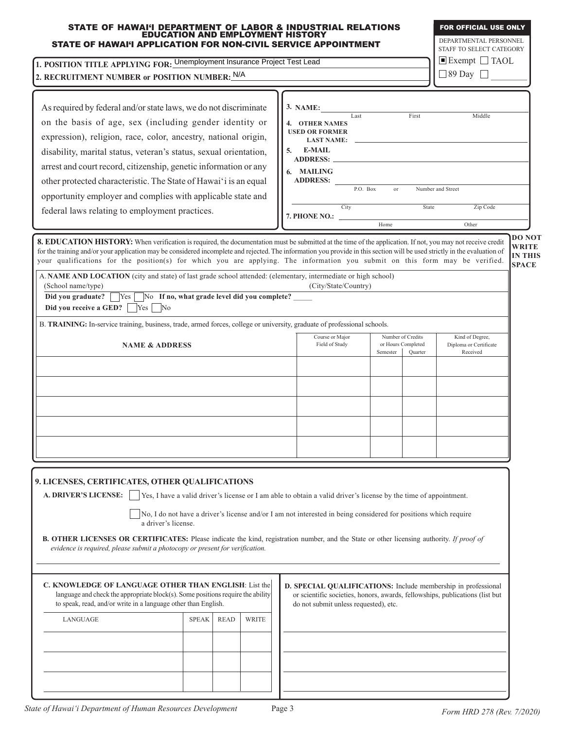# STATE OF HAWAIʻI DEPARTMENT OF LABOR & INDUSTRIAL RELATIONS
## EDUCATION AND EMPLOYMENT HISTORY
## STATE OF HAWAIʻI APPLICATION FOR NON-CIVIL SERVICE APPOINTMENT

**FOR OFFICIAL USE ONLY**

DEPARTMENTAL PERSONNEL STAFF TO SELECT CATEGORY

☒ Exempt ☐ TAOL
☐ 89 Day ☐ ________

**1. POSITION TITLE APPLYING FOR:** Unemployment Insurance Project Test Lead

**2. RECRUITMENT NUMBER or POSITION NUMBER:** N/A

As required by federal and/or state laws, we do not discriminate on the basis of age, sex (including gender identity or expression), religion, race, color, ancestry, national origin, disability, marital status, veteran's status, sexual orientation, arrest and court record, citizenship, genetic information or any other protected characteristic. The State of Hawaiʻi is an equal opportunity employer and complies with applicable state and federal laws relating to employment practices.

**3. NAME:** ______________________
Last First Middle

**4. OTHER NAMES USED OR FORMER LAST NAME:** ______________________

**5. E-MAIL ADDRESS:** ______________________

**6. MAILING ADDRESS:** ______________________
P.O. Box or Number and Street

______________________
City State Zip Code

**7. PHONE NO.:** ______________________
Home Other

**8. EDUCATION HISTORY:** When verification is required, the documentation must be submitted at the time of the application. If not, you may not receive credit for the training and/or your application may be considered incomplete and rejected. The information you provide in this section will be used strictly in the evaluation of your qualifications for the position(s) for which you are applying. The information you submit on this form may be verified.

**DO NOT WRITE IN THIS SPACE**

A. **NAME AND LOCATION** (city and state) of last grade school attended: (elementary, intermediate or high school)
(School name/type) (City/State/Country)

**Did you graduate?** ☐ Yes ☐ No **If no, what grade level did you complete?** _____
**Did you receive a GED?** ☐ Yes ☐ No

B. **TRAINING:** In-service training, business, trade, armed forces, college or university, graduate of professional schools.

| NAME & ADDRESS | Course or Major Field of Study | Number of Credits or Hours Completed | | Kind of Degree, Diploma or Certificate Received |
|---|---|---|---|---|
| | | Semester | Quarter | |
| | | | | |
| | | | | |
| | | | | |
| | | | | |
| | | | | |

**9. LICENSES, CERTIFICATES, OTHER QUALIFICATIONS**

**A. DRIVER'S LICENSE:** ☐ Yes, I have a valid driver's license or I am able to obtain a valid driver's license by the time of appointment.

☐ No, I do not have a driver's license and/or I am not interested in being considered for positions which require a driver's license.

**B. OTHER LICENSES OR CERTIFICATES:** Please indicate the kind, registration number, and the State or other licensing authority. *If proof of evidence is required, please submit a photocopy or present for verification.*

______________________

**C. KNOWLEDGE OF LANGUAGE OTHER THAN ENGLISH**: List the language and check the appropriate block(s). Some positions require the ability to speak, read, and/or write in a language other than English.

| LANGUAGE | SPEAK | READ | WRITE |
|---|---|---|---|
| | | | |
| | | | |
| | | | |
| | | | |

**D. SPECIAL QUALIFICATIONS:** Include membership in professional or scientific societies, honors, awards, fellowships, publications (list but do not submit unless requested), etc.

______________________

______________________

______________________

______________________

State of Hawaiʻi Department of Human Resources Development

Form HRD 278 (Rev. 7/2020)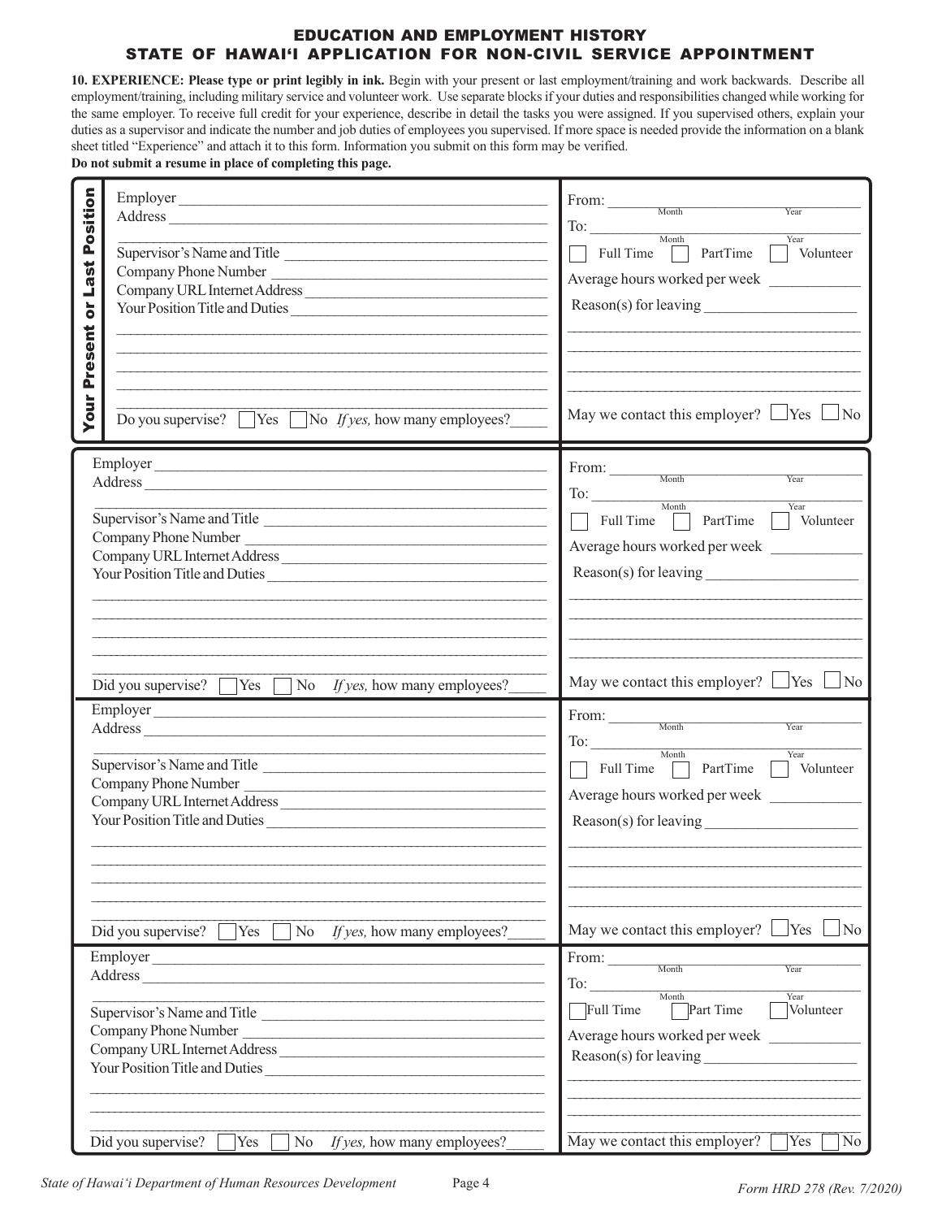# EDUCATION AND EMPLOYMENT HISTORY
## STATE OF HAWAI‘I APPLICATION FOR NON-CIVIL SERVICE APPOINTMENT

**10. EXPERIENCE: Please type or print legibly in ink.** Begin with your present or last employment/training and work backwards. Describe all employment/training, including military service and volunteer work. Use separate blocks if your duties and responsibilities changed while working for the same employer. To receive full credit for your experience, describe in detail the tasks you were assigned. If you supervised others, explain your duties as a supervisor and indicate the number and job duties of employees you supervised. If more space is needed provide the information on a blank sheet titled "Experience" and attach it to this form. Information you submit on this form may be verified.

**Do not submit a resume in place of completing this page.**

### Your Present or Last Position

| | |
|---|---|
| Employer ______ | From: ______ Month ______ Year |
| Address ______ | To: ______ Month ______ Year |
| Supervisor's Name and Title ______ | ☐ Full Time ☐ PartTime ☐ Volunteer |
| Company Phone Number ______ | Average hours worked per week ______ |
| Company URL Internet Address ______ | Reason(s) for leaving ______ |
| Your Position Title and Duties ______ | |
| Do you supervise? ☐ Yes ☐ No *If yes,* how many employees?_____ | May we contact this employer? ☐ Yes ☐ No |

| | |
|---|---|
| Employer ______ | From: ______ Month ______ Year |
| Address ______ | To: ______ Month ______ Year |
| Supervisor's Name and Title ______ | ☐ Full Time ☐ PartTime ☐ Volunteer |
| Company Phone Number ______ | Average hours worked per week ______ |
| Company URL Internet Address ______ | Reason(s) for leaving ______ |
| Your Position Title and Duties ______ | |
| Did you supervise? ☐ Yes ☐ No *If yes,* how many employees?_____ | May we contact this employer? ☐ Yes ☐ No |

| | |
|---|---|
| Employer ______ | From: ______ Month ______ Year |
| Address ______ | To: ______ Month ______ Year |
| Supervisor's Name and Title ______ | ☐ Full Time ☐ PartTime ☐ Volunteer |
| Company Phone Number ______ | Average hours worked per week ______ |
| Company URL Internet Address ______ | Reason(s) for leaving ______ |
| Your Position Title and Duties ______ | |
| Did you supervise? ☐ Yes ☐ No *If yes,* how many employees?_____ | May we contact this employer? ☐ Yes ☐ No |

| | |
|---|---|
| Employer ______ | From: ______ Month ______ Year |
| Address ______ | To: ______ Month ______ Year |
| Supervisor's Name and Title ______ | ☐ Full Time ☐ Part Time ☐ Volunteer |
| Company Phone Number ______ | Average hours worked per week ______ |
| Company URL Internet Address ______ | Reason(s) for leaving ______ |
| Your Position Title and Duties ______ | |
| Did you supervise? ☐ Yes ☐ No *If yes,* how many employees?_____ | May we contact this employer? ☐ Yes ☐ No |

*State of Hawai‘i Department of Human Resources Development*

*Form HRD 278 (Rev. 7/2020)*